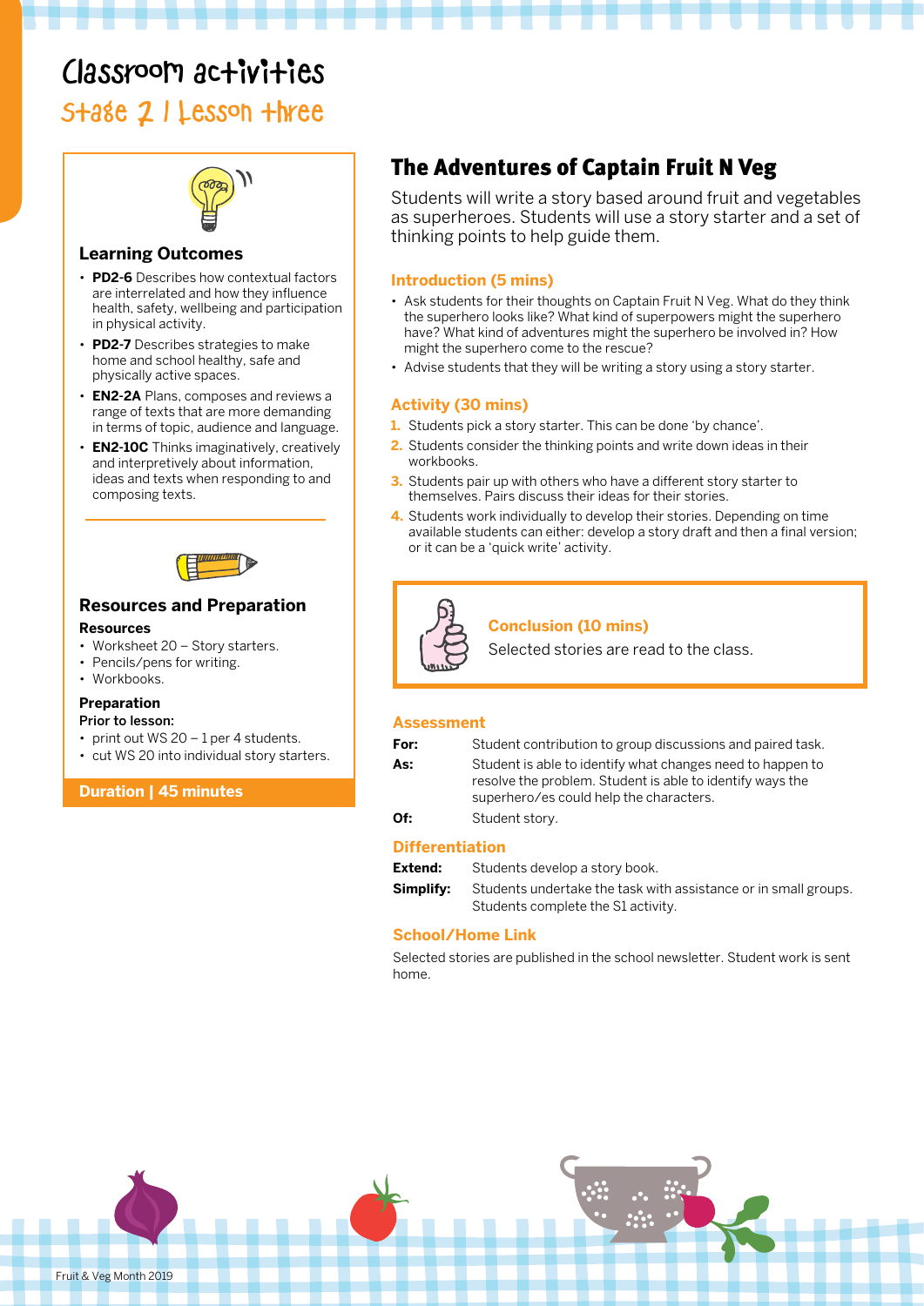# Classroom activities

## Stage 2 | Lesson three

### Learning Outcomes

- **PD2-6** Describes how contextual factors are interrelated and how they influence health, safety, wellbeing and participation in physical activity.
- **PD2-7** Describes strategies to make home and school healthy, safe and physically active spaces.
- **EN2-2A** Plans, composes and reviews a range of texts that are more demanding in terms of topic, audience and language.
- **EN2-10C** Thinks imaginatively, creatively and interpretively about information, ideas and texts when responding to and composing texts.

### Resources and Preparation

**Resources**

- Worksheet 20 – Story starters.
- Pencils/pens for writing.
- Workbooks.

**Preparation**

**Prior to lesson:**

- print out WS 20 – 1 per 4 students.
- cut WS 20 into individual story starters.

**Duration | 45 minutes**

## The Adventures of Captain Fruit N Veg

Students will write a story based around fruit and vegetables as superheroes. Students will use a story starter and a set of thinking points to help guide them.

### Introduction (5 mins)

- Ask students for their thoughts on Captain Fruit N Veg. What do they think the superhero looks like? What kind of superpowers might the superhero have? What kind of adventures might the superhero be involved in? How might the superhero come to the rescue?
- Advise students that they will be writing a story using a story starter.

### Activity (30 mins)

1. Students pick a story starter. This can be done 'by chance'.
2. Students consider the thinking points and write down ideas in their workbooks.
3. Students pair up with others who have a different story starter to themselves. Pairs discuss their ideas for their stories.
4. Students work individually to develop their stories. Depending on time available students can either: develop a story draft and then a final version; or it can be a 'quick write' activity.

### Conclusion (10 mins)

Selected stories are read to the class.

### Assessment

| | |
|---|---|
| **For:** | Student contribution to group discussions and paired task. |
| **As:** | Student is able to identify what changes need to happen to resolve the problem. Student is able to identify ways the superhero/es could help the characters. |
| **Of:** | Student story. |

### Differentiation

| | |
|---|---|
| **Extend:** | Students develop a story book. |
| **Simplify:** | Students undertake the task with assistance or in small groups. Students complete the S1 activity. |

### School/Home Link

Selected stories are published in the school newsletter. Student work is sent home.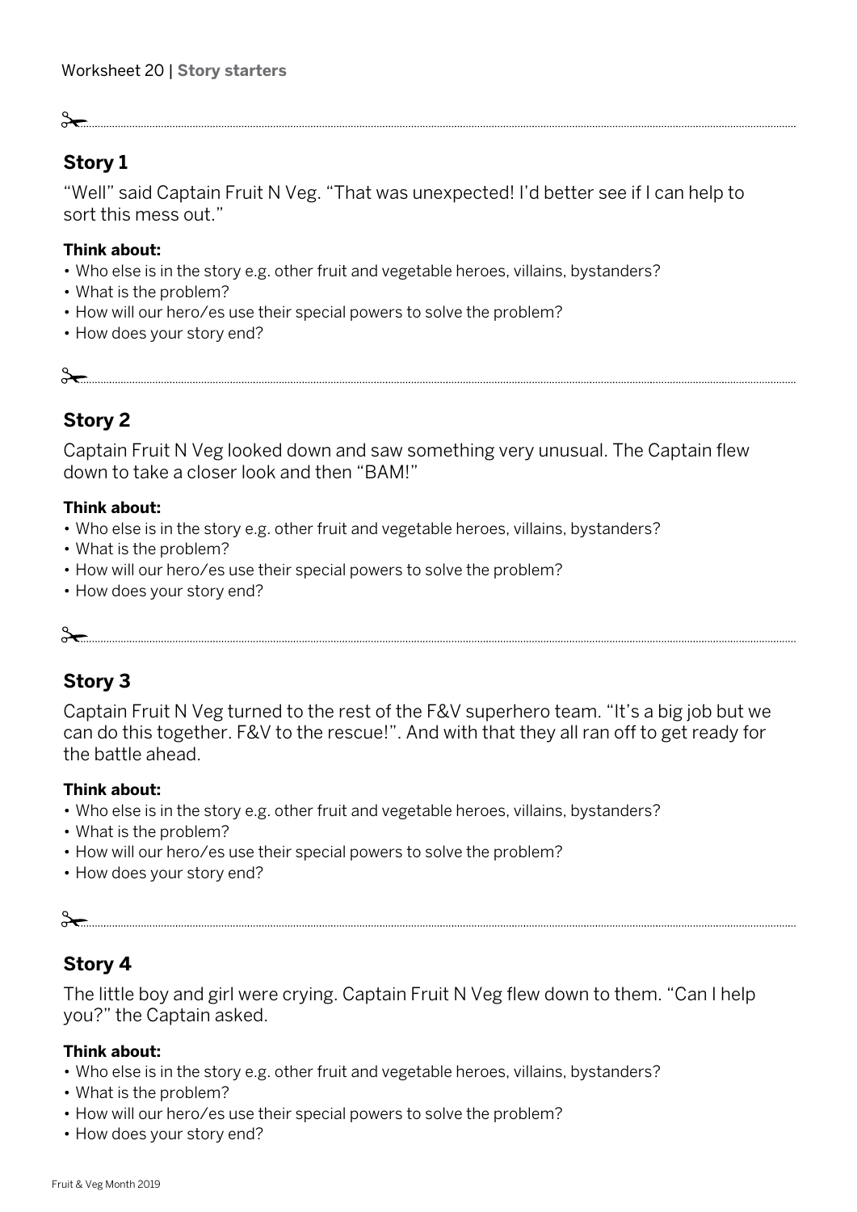Worksheet 20 | **Story starters**

## Story 1

"Well" said Captain Fruit N Veg. "That was unexpected! I'd better see if I can help to sort this mess out."

**Think about:**

- Who else is in the story e.g. other fruit and vegetable heroes, villains, bystanders?
- What is the problem?
- How will our hero/es use their special powers to solve the problem?
- How does your story end?

## Story 2

Captain Fruit N Veg looked down and saw something very unusual. The Captain flew down to take a closer look and then "BAM!"

**Think about:**

- Who else is in the story e.g. other fruit and vegetable heroes, villains, bystanders?
- What is the problem?
- How will our hero/es use their special powers to solve the problem?
- How does your story end?

## Story 3

Captain Fruit N Veg turned to the rest of the F&V superhero team. "It's a big job but we can do this together. F&V to the rescue!". And with that they all ran off to get ready for the battle ahead.

**Think about:**

- Who else is in the story e.g. other fruit and vegetable heroes, villains, bystanders?
- What is the problem?
- How will our hero/es use their special powers to solve the problem?
- How does your story end?

## Story 4

The little boy and girl were crying. Captain Fruit N Veg flew down to them. "Can I help you?" the Captain asked.

**Think about:**

- Who else is in the story e.g. other fruit and vegetable heroes, villains, bystanders?
- What is the problem?
- How will our hero/es use their special powers to solve the problem?
- How does your story end?